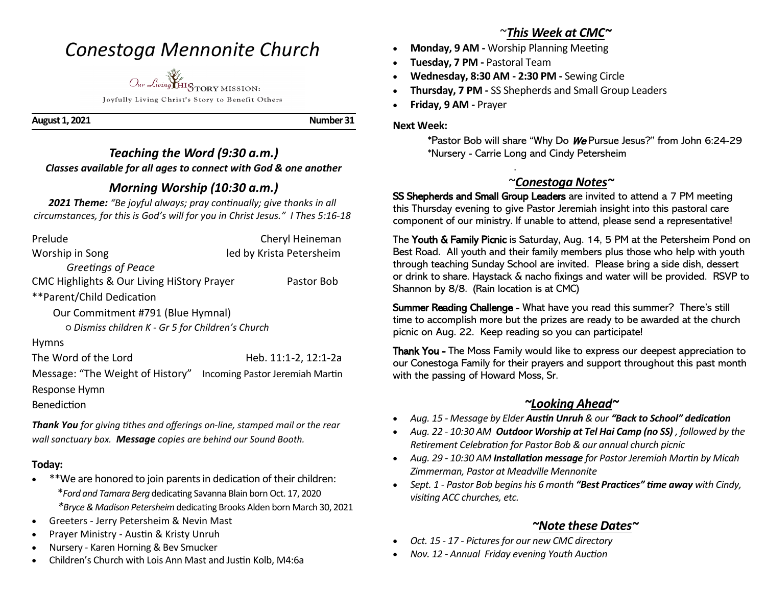# Conestoga Mennonite Church

Our Living HiSTORY MISSION:

Joyfully Living Christ's Story to Benefit Others

**August 1, 2021** **Number 31**

## *Teaching the Word (9:30 a.m.)*

***Classes available for all ages to connect with God & one another***

## *Morning Worship (10:30 a.m.)*

***2021 Theme:*** *"Be joyful always; pray continually; give thanks in all circumstances, for this is God's will for you in Christ Jesus." I Thes 5:16-18*

Prelude — Cheryl Heineman

Worship in Song — led by Krista Petersheim

*Greetings of Peace*

CMC Highlights & Our Living HiStory Prayer — Pastor Bob

**Parent/Child Dedication

Our Commitment #791 (Blue Hymnal)

- *Dismiss children K - Gr 5 for Children's Church*

Hymns

The Word of the Lord — Heb. 11:1-2, 12:1-2a

Message: "The Weight of History" — Incoming Pastor Jeremiah Martin

Response Hymn

Benediction

***Thank You*** *for giving tithes and offerings on-line, stamped mail or the rear wall sanctuary box.* ***Message*** *copies are behind our Sound Booth.*

### Today:

- **We are honored to join parents in dedication of their children:
  *\*Ford and Tamara Berg* dedicating Savanna Blain born Oct. 17, 2020
  *\*Bryce & Madison Petersheim* dedicating Brooks Alden born March 30, 2021
- Greeters - Jerry Petersheim & Nevin Mast
- Prayer Ministry - Austin & Kristy Unruh
- Nursery - Karen Horning & Bev Smucker
- Children's Church with Lois Ann Mast and Justin Kolb, M4:6a

## ~*This Week at CMC*~

- **Monday, 9 AM -** Worship Planning Meeting
- **Tuesday, 7 PM -** Pastoral Team
- **Wednesday, 8:30 AM - 2:30 PM -** Sewing Circle
- **Thursday, 7 PM -** SS Shepherds and Small Group Leaders
- **Friday, 9 AM -** Prayer

**Next Week:**

\*Pastor Bob will share "Why Do ***We*** Pursue Jesus?" from John 6:24-29
\*Nursery - Carrie Long and Cindy Petersheim

## ~*Conestoga Notes*~

**SS Shepherds and Small Group Leaders** are invited to attend a 7 PM meeting this Thursday evening to give Pastor Jeremiah insight into this pastoral care component of our ministry. If unable to attend, please send a representative!

The **Youth & Family Picnic** is Saturday, Aug. 14, 5 PM at the Petersheim Pond on Best Road. All youth and their family members plus those who help with youth through teaching Sunday School are invited. Please bring a side dish, dessert or drink to share. Haystack & nacho fixings and water will be provided. RSVP to Shannon by 8/8. (Rain location is at CMC)

**Summer Reading Challenge -** What have you read this summer? There's still time to accomplish more but the prizes are ready to be awarded at the church picnic on Aug. 22. Keep reading so you can participate!

**Thank You -** The Moss Family would like to express our deepest appreciation to our Conestoga Family for their prayers and support throughout this past month with the passing of Howard Moss, Sr.

## *~Looking Ahead~*

- *Aug. 15 - Message by Elder **Austin Unruh** & our **"Back to School" dedication***
- *Aug. 22 - 10:30 AM **Outdoor Worship at Tel Hai Camp (no SS)** , followed by the Retirement Celebration for Pastor Bob & our annual church picnic*
- *Aug. 29 - 10:30 AM **Installation message** for Pastor Jeremiah Martin by Micah Zimmerman, Pastor at Meadville Mennonite*
- *Sept. 1 - Pastor Bob begins his 6 month **"Best Practices" time away** with Cindy, visiting ACC churches, etc.*

## *~Note these Dates~*

- *Oct. 15 - 17 - Pictures for our new CMC directory*
- *Nov. 12 - Annual Friday evening Youth Auction*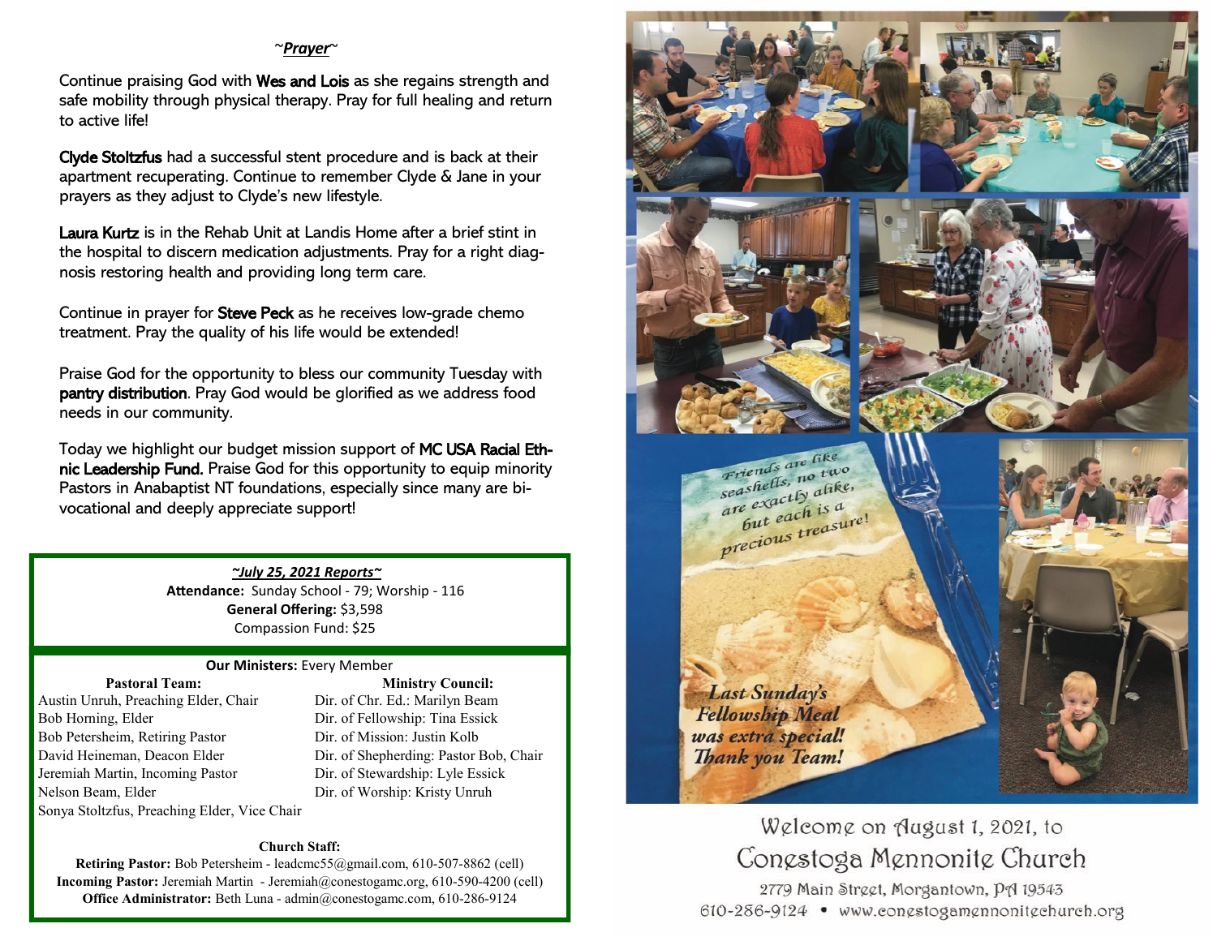## ~*Prayer*~

Continue praising God with **Wes and Lois** as she regains strength and safe mobility through physical therapy. Pray for full healing and return to active life!

**Clyde Stoltzfus** had a successful stent procedure and is back at their apartment recuperating. Continue to remember Clyde & Jane in your prayers as they adjust to Clyde's new lifestyle.

**Laura Kurtz** is in the Rehab Unit at Landis Home after a brief stint in the hospital to discern medication adjustments. Pray for a right diagnosis restoring health and providing long term care.

Continue in prayer for **Steve Peck** as he receives low-grade chemo treatment. Pray the quality of his life would be extended!

Praise God for the opportunity to bless our community Tuesday with **pantry distribution**. Pray God would be glorified as we address food needs in our community.

Today we highlight our budget mission support of **MC USA Racial Ethnic Leadership Fund.** Praise God for this opportunity to equip minority Pastors in Anabaptist NT foundations, especially since many are bi-vocational and deeply appreciate support!

### ~*July 25, 2021 Reports*~

**Attendance:** Sunday School - 79; Worship - 116
**General Offering:** $3,598
Compassion Fund: $25

**Our Ministers:** Every Member

**Pastoral Team:**
Austin Unruh, Preaching Elder, Chair
Bob Horning, Elder
Bob Petersheim, Retiring Pastor
David Heineman, Deacon Elder
Jeremiah Martin, Incoming Pastor
Nelson Beam, Elder
Sonya Stoltzfus, Preaching Elder, Vice Chair

**Ministry Council:**
Dir. of Chr. Ed.: Marilyn Beam
Dir. of Fellowship: Tina Essick
Dir. of Mission: Justin Kolb
Dir. of Shepherding: Pastor Bob, Chair
Dir. of Stewardship: Lyle Essick
Dir. of Worship: Kristy Unruh

**Church Staff:**
**Retiring Pastor:** Bob Petersheim - leadcmc55@gmail.com, 610-507-8862 (cell)
**Incoming Pastor:** Jeremiah Martin - Jeremiah@conestogamc.org, 610-590-4200 (cell)
**Office Administrator:** Beth Luna - admin@conestogamc.com, 610-286-9124

Friends are like seashells, no two are exactly alike, but each is a precious treasure!

*Last Sunday's Fellowship Meal was extra special! Thank you Team!*

Welcome on August 1, 2021, to
# Conestoga Mennonite Church
2779 Main Street, Morgantown, PA 19543
610-286-9124 • www.conestogamennonitechurch.org